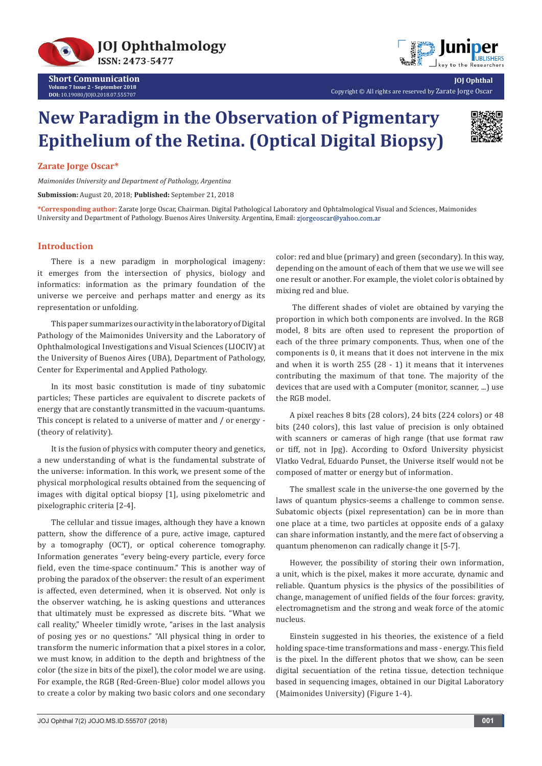**Short Communication**

**JOJ Ophthal**

Copyright © All rights are reserved by Zarate Jorge Oscar

# New Paradigm in the Observation of Pigmentary Epithelium of the Retina. (Optical Digital Biopsy)

**Zarate Jorge Oscar***

*Maimonides University and Department of Pathology, Argentina*

**Submission:** August 20, 2018; **Published:** September 21, 2018

***Corresponding author:** Zarate Jorge Oscar, Chairman. Digital Pathological Laboratory and Ophtalmological Visual and Sciences, Maimonides University and Department of Pathology. Buenos Aires University. Argentina, Email: zjorgeoscar@yahoo.com.ar

## Introduction

There is a new paradigm in morphological imageny: it emerges from the intersection of physics, biology and informatics: information as the primary foundation of the universe we perceive and perhaps matter and energy as its representation or unfolding.

This paper summarizes our activity in the laboratory of Digital Pathology of the Maimonides University and the Laboratory of Ophthalmological Investigations and Visual Sciences (LIOCIV) at the University of Buenos Aires (UBA), Department of Pathology, Center for Experimental and Applied Pathology.

In its most basic constitution is made of tiny subatomic particles; These particles are equivalent to discrete packets of energy that are constantly transmitted in the vacuum-quantums. This concept is related to a universe of matter and / or energy - (theory of relativity).

It is the fusion of physics with computer theory and genetics, a new understanding of what is the fundamental substrate of the universe: information. In this work, we present some of the physical morphological results obtained from the sequencing of images with digital optical biopsy [1], using pixelometric and pixelographic criteria [2-4].

The cellular and tissue images, although they have a known pattern, show the difference of a pure, active image, captured by a tomography (OCT), or optical coherence tomography. Information generates "every being-every particle, every force field, even the time-space continuum." This is another way of probing the paradox of the observer: the result of an experiment is affected, even determined, when it is observed. Not only is the observer watching, he is asking questions and utterances that ultimately must be expressed as discrete bits. "What we call reality," Wheeler timidly wrote, "arises in the last analysis of posing yes or no questions." "All physical thing in order to transform the numeric information that a pixel stores in a color, we must know, in addition to the depth and brightness of the color (the size in bits of the pixel), the color model we are using. For example, the RGB (Red-Green-Blue) color model allows you to create a color by making two basic colors and one secondary color: red and blue (primary) and green (secondary). In this way, depending on the amount of each of them that we use we will see one result or another. For example, the violet color is obtained by mixing red and blue.

The different shades of violet are obtained by varying the proportion in which both components are involved. In the RGB model, 8 bits are often used to represent the proportion of each of the three primary components. Thus, when one of the components is 0, it means that it does not intervene in the mix and when it is worth 255 (28 - 1) it means that it intervenes contributing the maximum of that tone. The majority of the devices that are used with a Computer (monitor, scanner, ...) use the RGB model.

A pixel reaches 8 bits (28 colors), 24 bits (224 colors) or 48 bits (240 colors), this last value of precision is only obtained with scanners or cameras of high range (that use format raw or tiff, not in Jpg). According to Oxford University physicist Vlatko Vedral, Eduardo Punset, the Universe itself would not be composed of matter or energy but of information.

The smallest scale in the universe-the one governed by the laws of quantum physics-seems a challenge to common sense. Subatomic objects (pixel representation) can be in more than one place at a time, two particles at opposite ends of a galaxy can share information instantly, and the mere fact of observing a quantum phenomenon can radically change it [5-7].

However, the possibility of storing their own information, a unit, which is the pixel, makes it more accurate, dynamic and reliable. Quantum physics is the physics of the possibilities of change, management of unified fields of the four forces: gravity, electromagnetism and the strong and weak force of the atomic nucleus.

Einstein suggested in his theories, the existence of a field holding space-time transformations and mass - energy. This field is the pixel. In the different photos that we show, can be seen digital secuentiation of the retina tissue, detection technique based in sequencing images, obtained in our Digital Laboratory (Maimonides University) (Figure 1-4).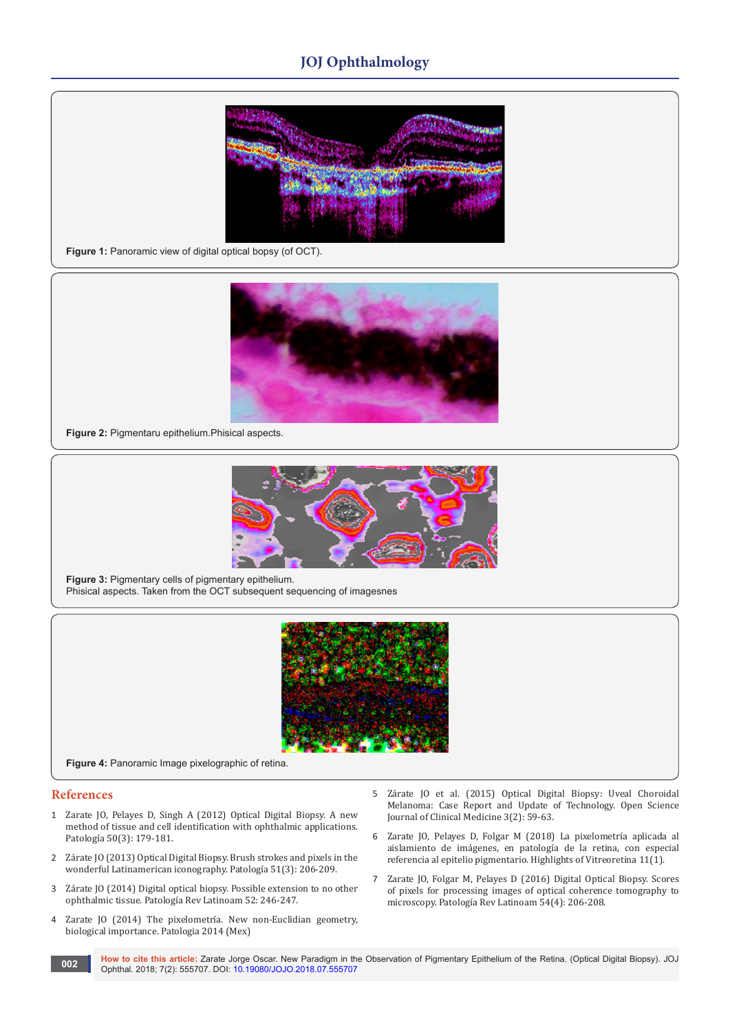**Figure 1:** Panoramic view of digital optical bopsy (of OCT).

**Figure 2:** Pigmentaru epithelium.Phisical aspects.

**Figure 3:** Pigmentary cells of pigmentary epithelium.
Phisical aspects. Taken from the OCT subsequent sequencing of imagesnes

**Figure 4:** Panoramic Image pixelographic of retina.

## References

1. Zarate JO, Pelayes D, Singh A (2012) Optical Digital Biopsy. A new method of tissue and cell identification with ophthalmic applications. Patología 50(3): 179-181.
2. Zárate JO (2013) Optical Digital Biopsy. Brush strokes and pixels in the wonderful Latinamerican iconography. Patología 51(3): 206-209.
3. Zárate JO (2014) Digital optical biopsy. Possible extension to no other ophthalmic tissue. Patología Rev Latinoam 52: 246-247.
4. Zarate JO (2014) The pixelometría. New non-Euclidian geometry, biological importance. Patologia 2014 (Mex)
5. Zárate JO et al. (2015) Optical Digital Biopsy: Uveal Choroidal Melanoma: Case Report and Update of Technology. Open Science Journal of Clinical Medicine 3(2): 59-63.
6. Zarate JO, Pelayes D, Folgar M (2018) La pixelometría aplicada al aislamiento de imágenes, en patología de la retina, con especial referencia al epitelio pigmentario. Highlights of Vitreoretina 11(1).
7. Zarate JO, Folgar M, Pelayes D (2016) Digital Optical Biopsy. Scores of pixels for processing images of optical coherence tomography to microscopy. Patología Rev Latinoam 54(4): 206-208.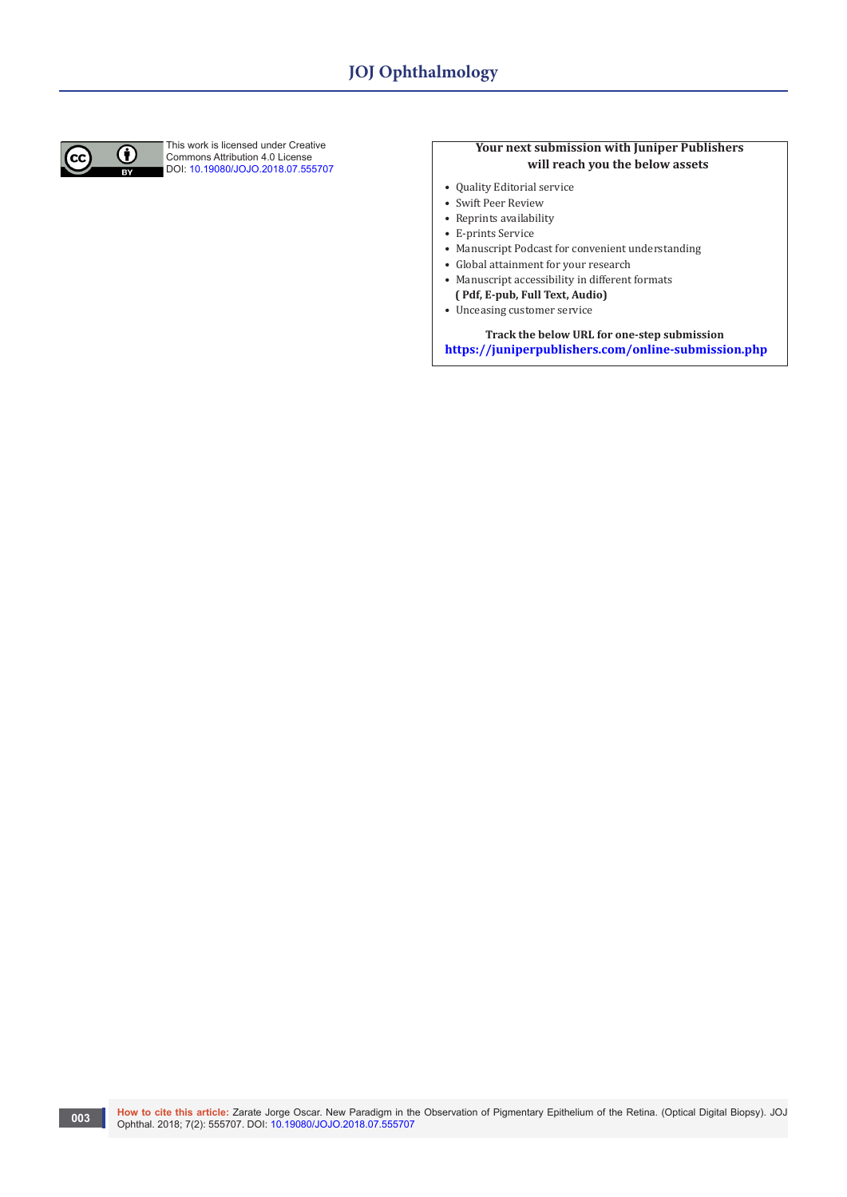This work is licensed under Creative Commons Attribution 4.0 License
DOI: 10.19080/JOJO.2018.07.555707

**Your next submission with Juniper Publishers will reach you the below assets**

- Quality Editorial service
- Swift Peer Review
- Reprints availability
- E-prints Service
- Manuscript Podcast for convenient understanding
- Global attainment for your research
- Manuscript accessibility in different formats **( Pdf, E-pub, Full Text, Audio)**
- Unceasing customer service

**Track the below URL for one-step submission**
**https://juniperpublishers.com/online-submission.php**

**How to cite this article:** Zarate Jorge Oscar. New Paradigm in the Observation of Pigmentary Epithelium of the Retina. (Optical Digital Biopsy). JOJ Ophthal. 2018; 7(2): 555707. DOI: 10.19080/JOJO.2018.07.555707